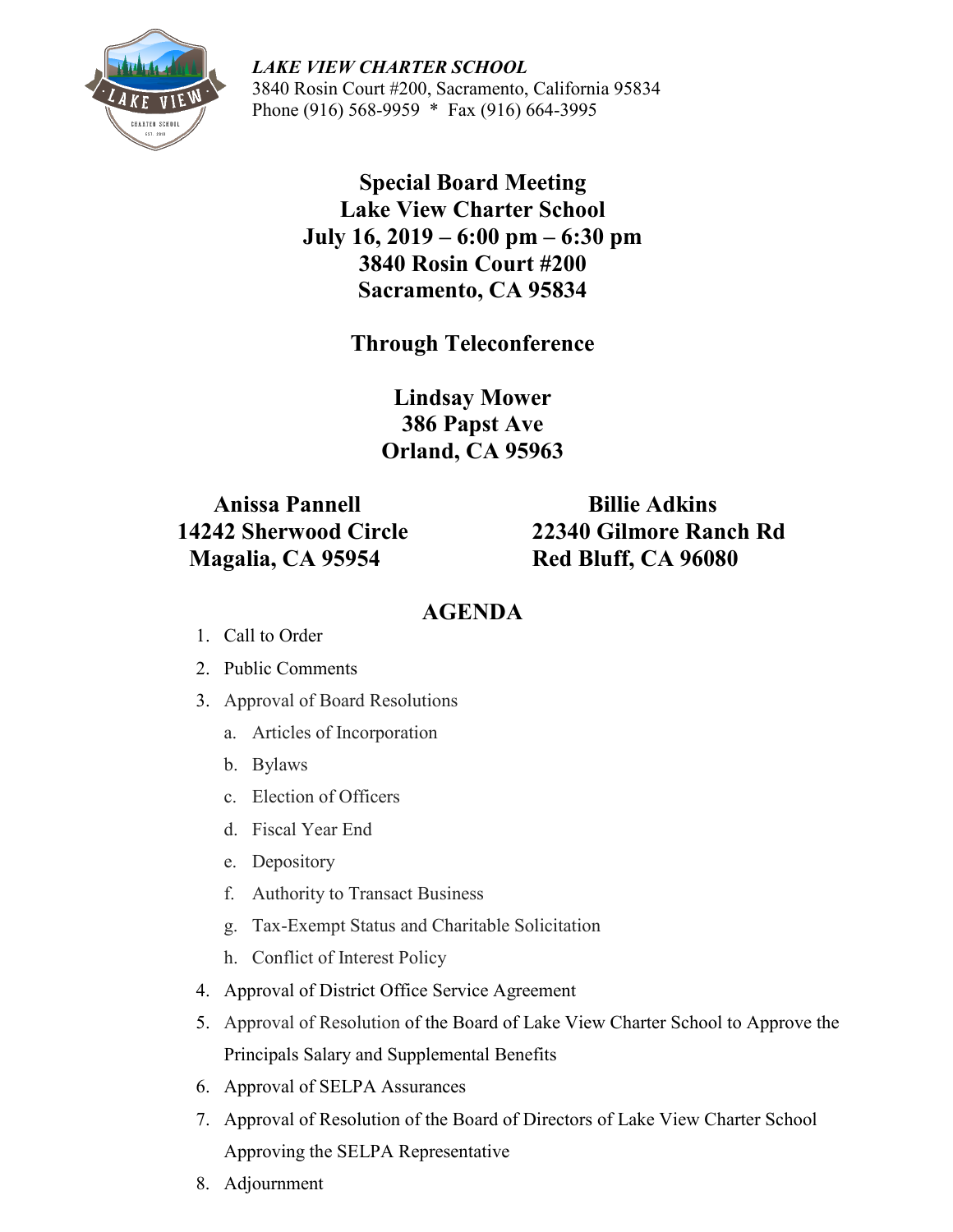*LAKE VIEW CHARTER SCHOOL*
3840 Rosin Court #200, Sacramento, California 95834
Phone (916) 568-9959 * Fax (916) 664-3995

# Special Board Meeting
# Lake View Charter School
# July 16, 2019 – 6:00 pm – 6:30 pm
# 3840 Rosin Court #200
# Sacramento, CA 95834

## Through Teleconference

**Lindsay Mower**
**386 Papst Ave**
**Orland, CA 95963**

**Anissa Pannell**
**14242 Sherwood Circle**
**Magalia, CA 95954**

**Billie Adkins**
**22340 Gilmore Ranch Rd**
**Red Bluff, CA 96080**

## AGENDA

1. Call to Order
2. Public Comments
3. Approval of Board Resolutions
   a. Articles of Incorporation
   b. Bylaws
   c. Election of Officers
   d. Fiscal Year End
   e. Depository
   f. Authority to Transact Business
   g. Tax-Exempt Status and Charitable Solicitation
   h. Conflict of Interest Policy
4. Approval of District Office Service Agreement
5. Approval of Resolution of the Board of Lake View Charter School to Approve the Principals Salary and Supplemental Benefits
6. Approval of SELPA Assurances
7. Approval of Resolution of the Board of Directors of Lake View Charter School Approving the SELPA Representative
8. Adjournment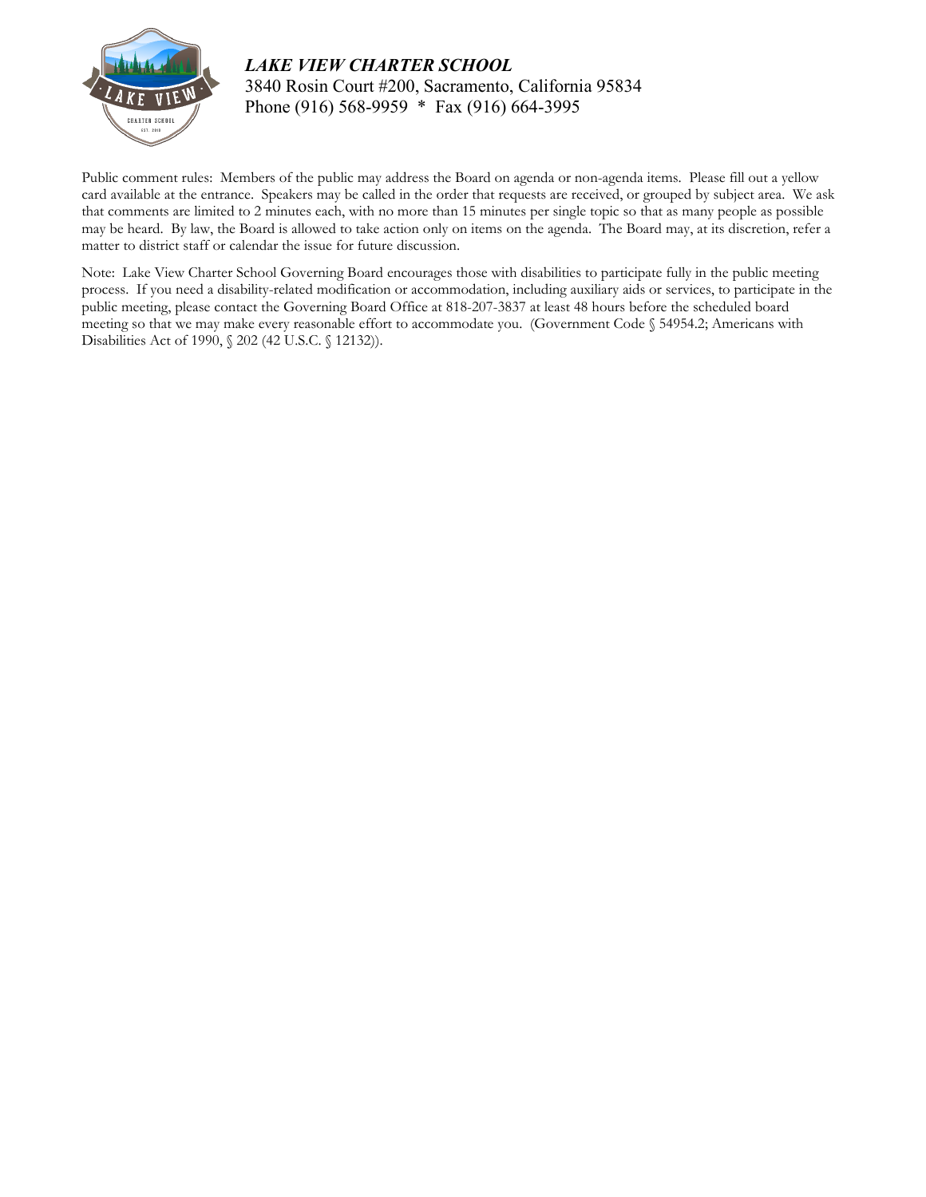***LAKE VIEW CHARTER SCHOOL***
3840 Rosin Court #200, Sacramento, California 95834
Phone (916) 568-9959 * Fax (916) 664-3995

Public comment rules: Members of the public may address the Board on agenda or non-agenda items. Please fill out a yellow card available at the entrance. Speakers may be called in the order that requests are received, or grouped by subject area. We ask that comments are limited to 2 minutes each, with no more than 15 minutes per single topic so that as many people as possible may be heard. By law, the Board is allowed to take action only on items on the agenda. The Board may, at its discretion, refer a matter to district staff or calendar the issue for future discussion.

Note: Lake View Charter School Governing Board encourages those with disabilities to participate fully in the public meeting process. If you need a disability-related modification or accommodation, including auxiliary aids or services, to participate in the public meeting, please contact the Governing Board Office at 818-207-3837 at least 48 hours before the scheduled board meeting so that we may make every reasonable effort to accommodate you. (Government Code § 54954.2; Americans with Disabilities Act of 1990, § 202 (42 U.S.C. § 12132)).